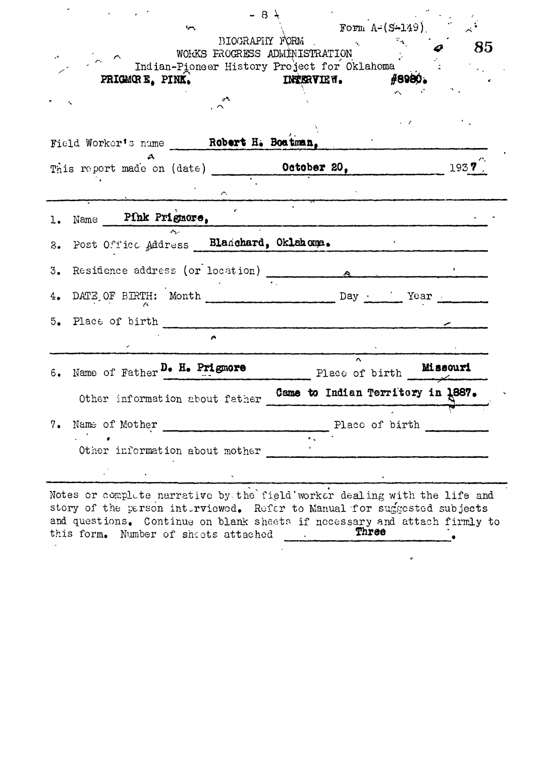Form A-(S-149)

BIOGRAPHY FORM
WORKS PROGRESS ADMINISTRATION
Indian-Pioneer History Project for Oklahoma

PRIGMORE, PINK. INTERVIEW. #8980.

Field Worker's name Robert H. Boatman,

This report made on (date) October 20, 1937.

1. Name Pink Prigmore,

2. Post Office Address Blanchard, Oklahoma.

3. Residence address (or location)

4. DATE OF BIRTH: Month Day Year

5. Place of birth

6. Name of Father D. H. Prigmore Place of birth Missouri

Other information about father Came to Indian Territory in 1887.

7. Name of Mother Place of birth

Other information about mother

Notes or complete narrative by the field worker dealing with the life and story of the person interviewed. Refer to Manual for suggested subjects and questions. Continue on blank sheets if necessary and attach firmly to this form. Number of sheets attached Three.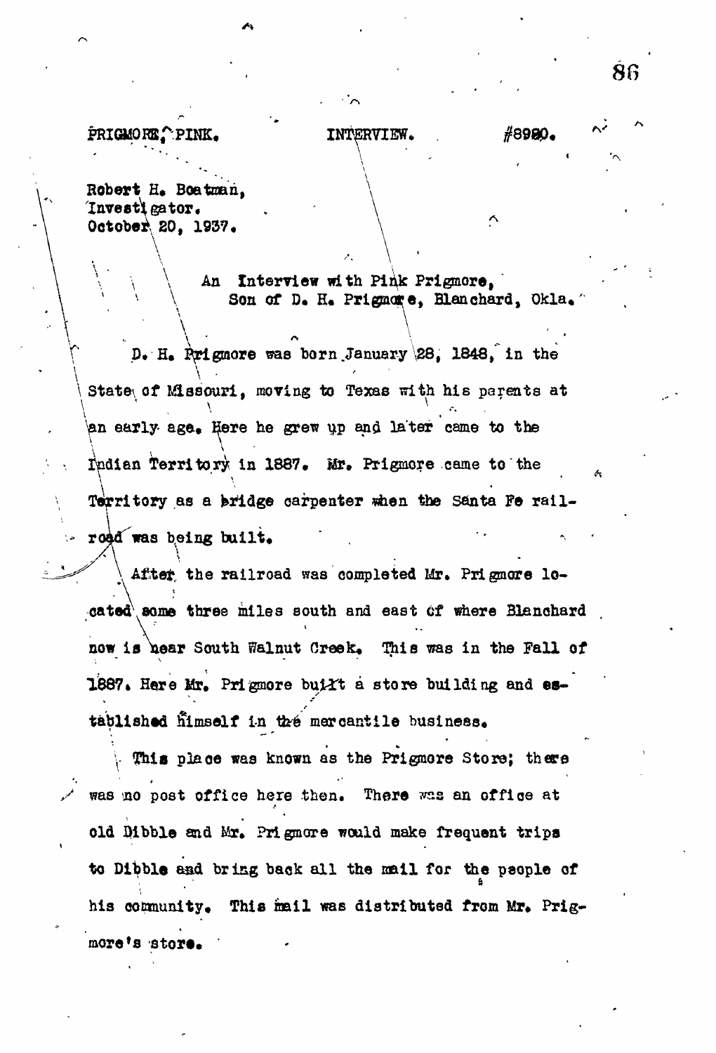PRIGMORE, PINK. INTERVIEW. #8980.

Robert H. Boatman,
Investigator.
October 20, 1937.

An Interview with Pink Prigmore,
Son of D. H. Prigmore, Blanchard, Okla.

D. H. Prigmore was born January 28, 1848, in the State of Missouri, moving to Texas with his parents at an early age. Here he grew up and later came to the Indian Territory in 1887. Mr. Prigmore came to the Territory as a bridge carpenter when the Santa Fe railroad was being built.

After the railroad was completed Mr. Prigmore located some three miles south and east of where Blanchard now is near South Walnut Creek. This was in the Fall of 1887. Here Mr. Prigmore built a store building and established himself in the mercantile business.

This place was known as the Prigmore Store; there was no post office here then. There was an office at old Dibble and Mr. Prigmore would make frequent trips to Dibble and bring back all the mail for the people of his community. This mail was distributed from Mr. Prigmore's store.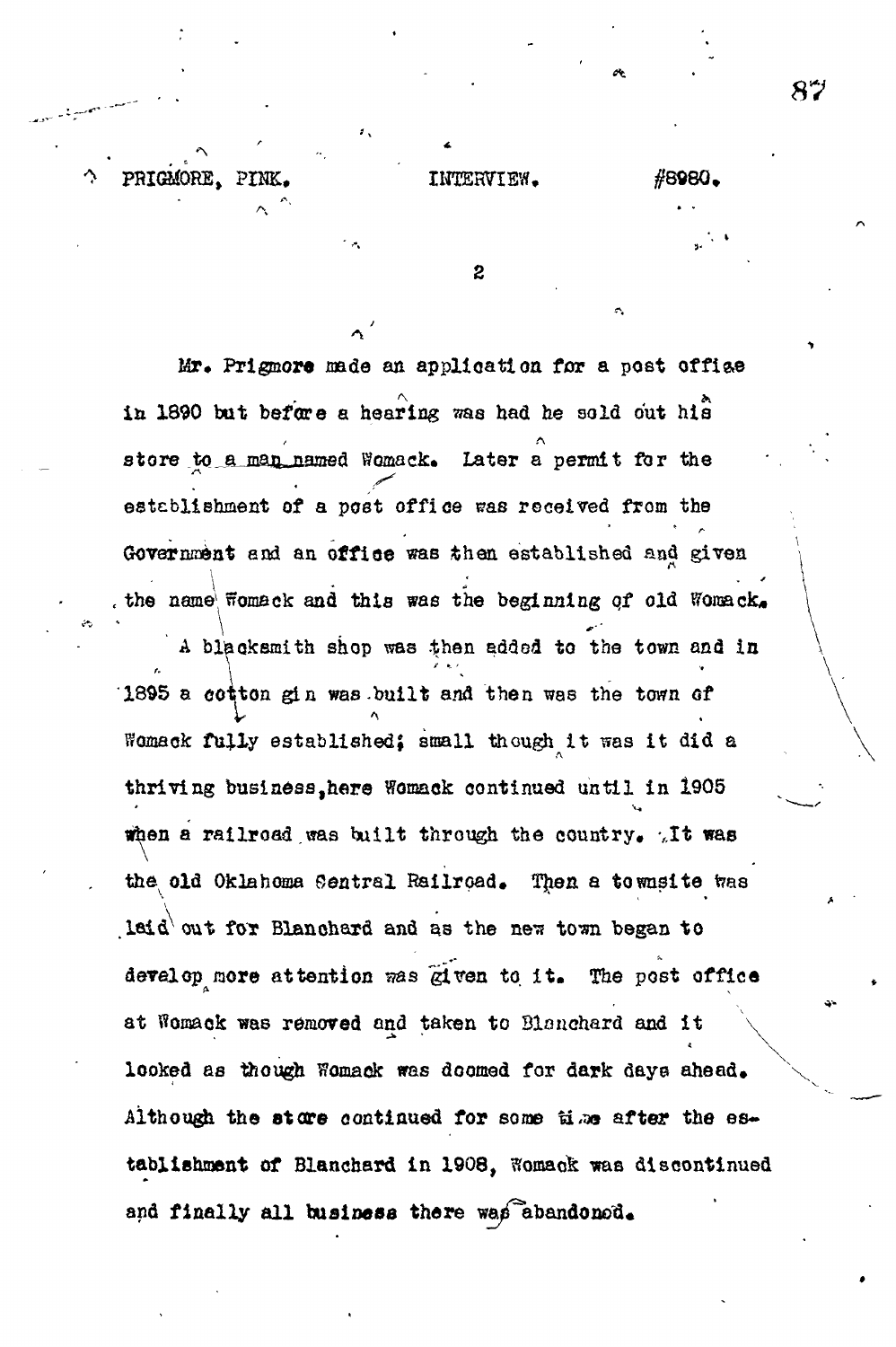PRIGMORE, PINK. INTERVIEW. #8980.

Mr. Prigmore made an application for a post office in 1890 but before a hearing was had he sold out his store to a man named Womack. Later a permit for the establishment of a post office was received from the Government and an office was then established and given the name Womack and this was the beginning of old Womack.

A blacksmith shop was then added to the town and in 1895 a cotton gin was built and then was the town of Womack fully established; small though it was it did a thriving business,here Womack continued until in 1905 when a railroad was built through the country. It was the old Oklahoma Central Railroad. Then a townsite was laid out for Blanchard and as the new town began to develop more attention was given to it. The post office at Womack was removed and taken to Blanchard and it looked as though Womack was doomed for dark days ahead. Although the store continued for some time after the establishment of Blanchard in 1908, Womack was discontinued and finally all business there was abandoned.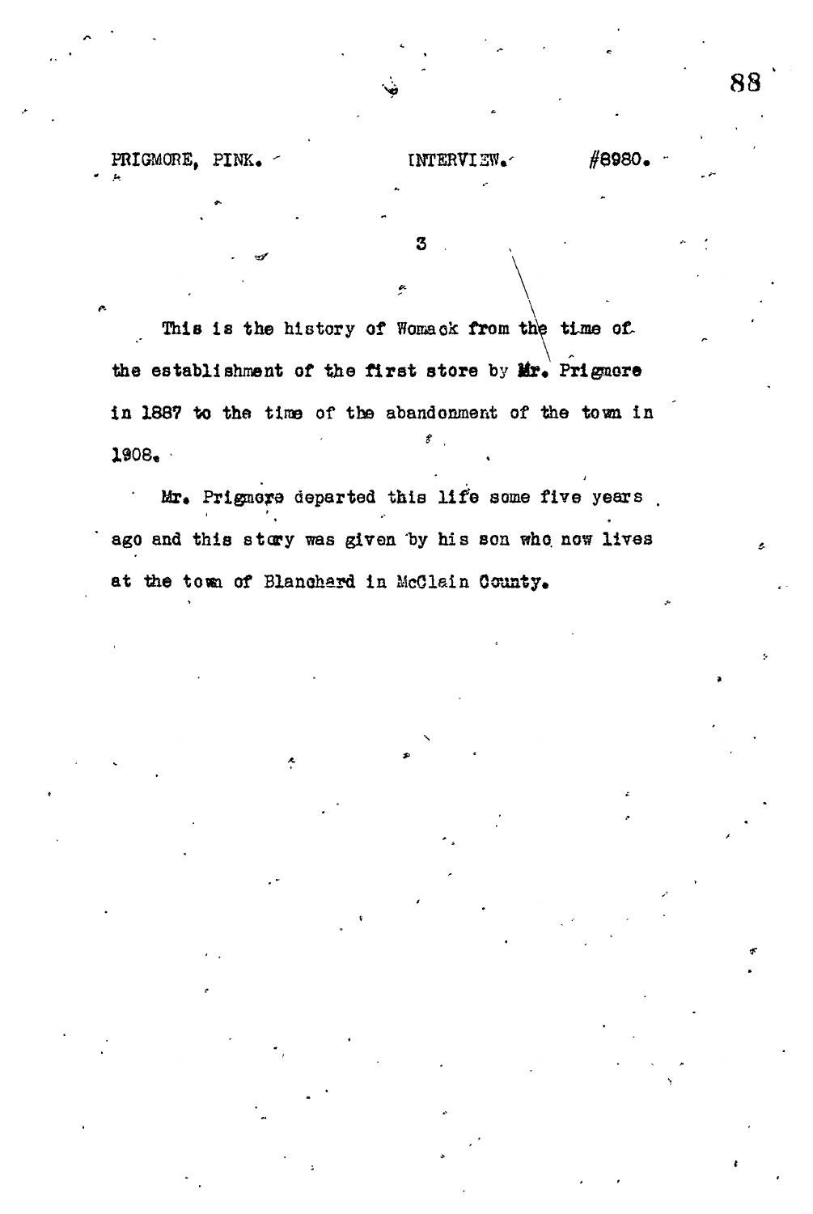This is the history of Womack from the time of the establishment of the first store by Mr. Prigmore in 1887 to the time of the abandonment of the town in 1908.

Mr. Prigmore departed this life some five years ago and this story was given by his son who now lives at the town of Blanchard in McClain County.